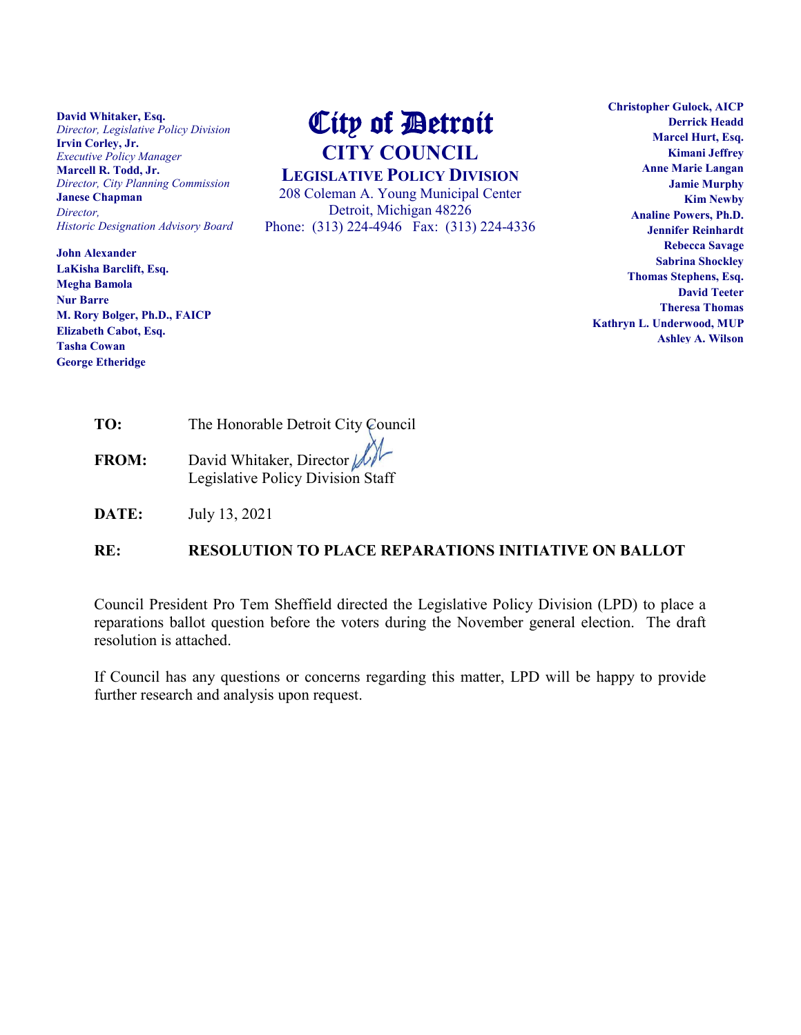**David Whitaker, Esq.**
*Director, Legislative Policy Division*
**Irvin Corley, Jr.**
*Executive Policy Manager*
**Marcell R. Todd, Jr.**
*Director, City Planning Commission*
**Janese Chapman**
*Director,*
*Historic Designation Advisory Board*

**John Alexander**
**LaKisha Barclift, Esq.**
**Megha Bamola**
**Nur Barre**
**M. Rory Bolger, Ph.D., FAICP**
**Elizabeth Cabot, Esq.**
**Tasha Cowan**
**George Etheridge**

# City of Detroit
## CITY COUNCIL
### LEGISLATIVE POLICY DIVISION

208 Coleman A. Young Municipal Center
Detroit, Michigan 48226
Phone: (313) 224-4946 Fax: (313) 224-4336

**Christopher Gulock, AICP**
**Derrick Headd**
**Marcel Hurt, Esq.**
**Kimani Jeffrey**
**Anne Marie Langan**
**Jamie Murphy**
**Kim Newby**
**Analine Powers, Ph.D.**
**Jennifer Reinhardt**
**Rebecca Savage**
**Sabrina Shockley**
**Thomas Stephens, Esq.**
**David Teeter**
**Theresa Thomas**
**Kathryn L. Underwood, MUP**
**Ashley A. Wilson**

**TO:** The Honorable Detroit City Council

**FROM:** David Whitaker, Director
Legislative Policy Division Staff

**DATE:** July 13, 2021

**RE:** **RESOLUTION TO PLACE REPARATIONS INITIATIVE ON BALLOT**

Council President Pro Tem Sheffield directed the Legislative Policy Division (LPD) to place a reparations ballot question before the voters during the November general election. The draft resolution is attached.

If Council has any questions or concerns regarding this matter, LPD will be happy to provide further research and analysis upon request.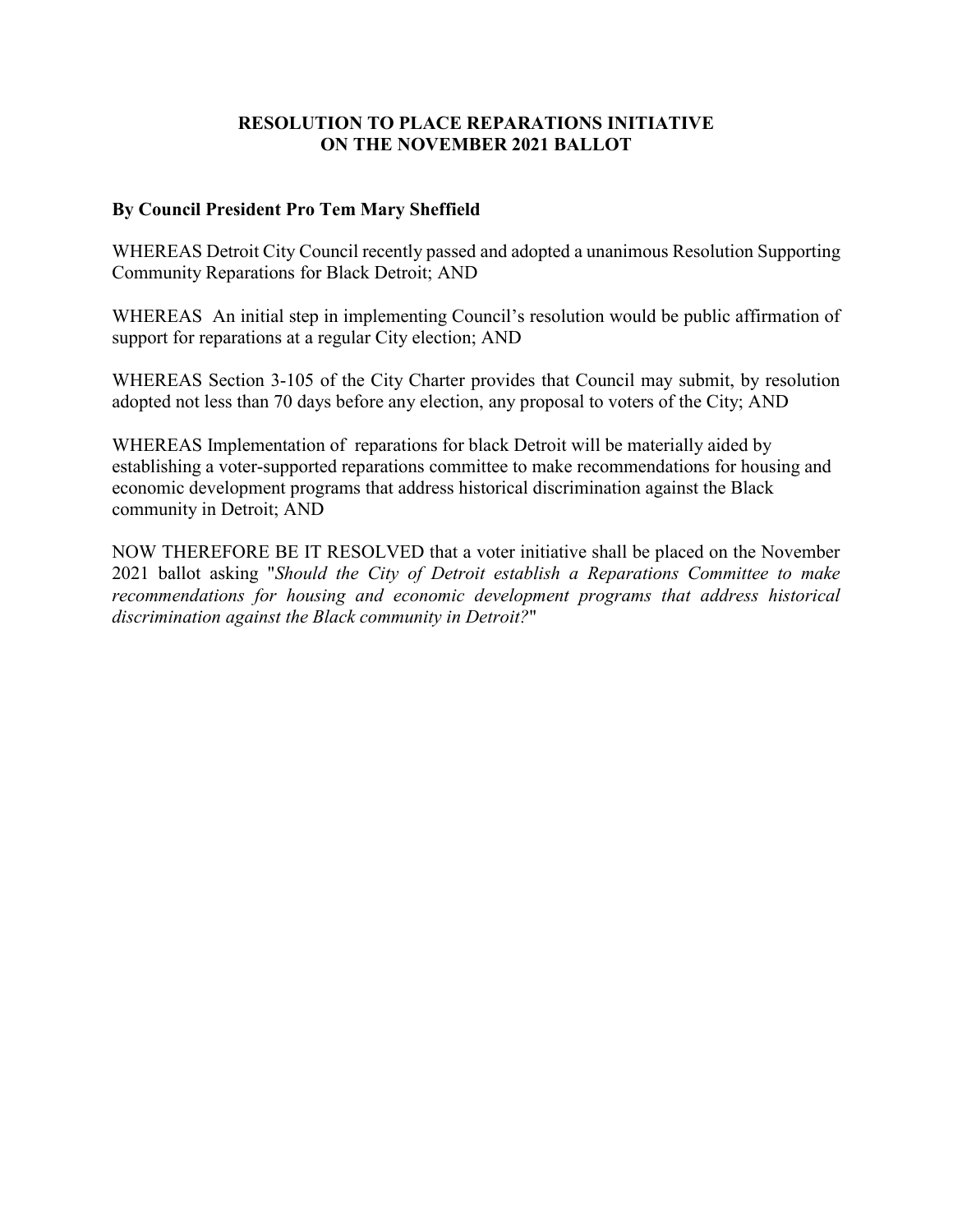**RESOLUTION TO PLACE REPARATIONS INITIATIVE ON THE NOVEMBER 2021 BALLOT**

**By Council President Pro Tem Mary Sheffield**

WHEREAS Detroit City Council recently passed and adopted a unanimous Resolution Supporting Community Reparations for Black Detroit; AND

WHEREAS An initial step in implementing Council's resolution would be public affirmation of support for reparations at a regular City election; AND

WHEREAS Section 3-105 of the City Charter provides that Council may submit, by resolution adopted not less than 70 days before any election, any proposal to voters of the City; AND

WHEREAS Implementation of reparations for black Detroit will be materially aided by establishing a voter-supported reparations committee to make recommendations for housing and economic development programs that address historical discrimination against the Black community in Detroit; AND

NOW THEREFORE BE IT RESOLVED that a voter initiative shall be placed on the November 2021 ballot asking "*Should the City of Detroit establish a Reparations Committee to make recommendations for housing and economic development programs that address historical discrimination against the Black community in Detroit?*"